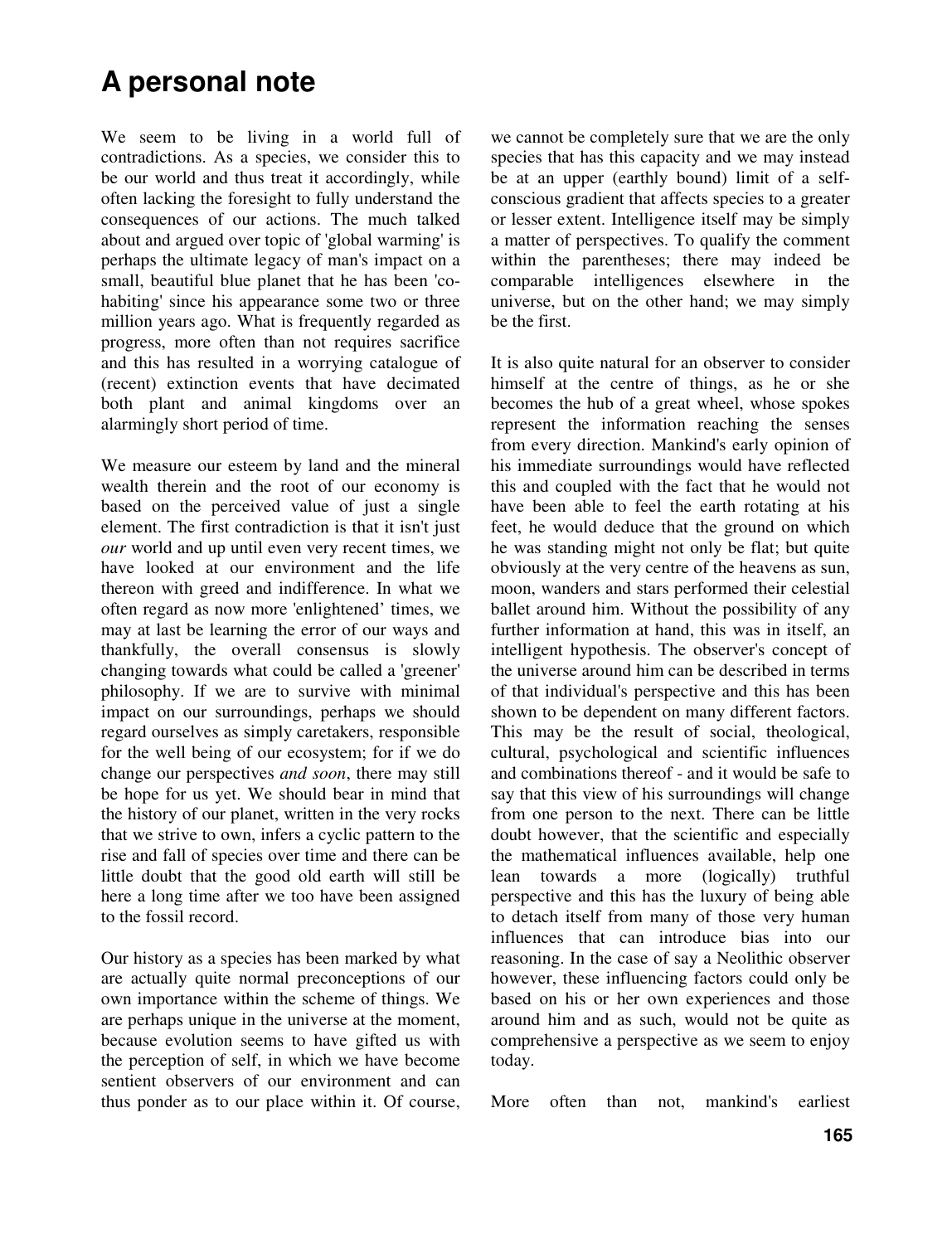# A personal note

We seem to be living in a world full of contradictions. As a species, we consider this to be our world and thus treat it accordingly, while often lacking the foresight to fully understand the consequences of our actions. The much talked about and argued over topic of 'global warming' is perhaps the ultimate legacy of man's impact on a small, beautiful blue planet that he has been 'co-habiting' since his appearance some two or three million years ago. What is frequently regarded as progress, more often than not requires sacrifice and this has resulted in a worrying catalogue of (recent) extinction events that have decimated both plant and animal kingdoms over an alarmingly short period of time.

We measure our esteem by land and the mineral wealth therein and the root of our economy is based on the perceived value of just a single element. The first contradiction is that it isn't just *our* world and up until even very recent times, we have looked at our environment and the life thereon with greed and indifference. In what we often regard as now more 'enlightened' times, we may at last be learning the error of our ways and thankfully, the overall consensus is slowly changing towards what could be called a 'greener' philosophy. If we are to survive with minimal impact on our surroundings, perhaps we should regard ourselves as simply caretakers, responsible for the well being of our ecosystem; for if we do change our perspectives *and soon*, there may still be hope for us yet. We should bear in mind that the history of our planet, written in the very rocks that we strive to own, infers a cyclic pattern to the rise and fall of species over time and there can be little doubt that the good old earth will still be here a long time after we too have been assigned to the fossil record.

Our history as a species has been marked by what are actually quite normal preconceptions of our own importance within the scheme of things. We are perhaps unique in the universe at the moment, because evolution seems to have gifted us with the perception of self, in which we have become sentient observers of our environment and can thus ponder as to our place within it. Of course, we cannot be completely sure that we are the only species that has this capacity and we may instead be at an upper (earthly bound) limit of a self-conscious gradient that affects species to a greater or lesser extent. Intelligence itself may be simply a matter of perspectives. To qualify the comment within the parentheses; there may indeed be comparable intelligences elsewhere in the universe, but on the other hand; we may simply be the first.

It is also quite natural for an observer to consider himself at the centre of things, as he or she becomes the hub of a great wheel, whose spokes represent the information reaching the senses from every direction. Mankind's early opinion of his immediate surroundings would have reflected this and coupled with the fact that he would not have been able to feel the earth rotating at his feet, he would deduce that the ground on which he was standing might not only be flat; but quite obviously at the very centre of the heavens as sun, moon, wanders and stars performed their celestial ballet around him. Without the possibility of any further information at hand, this was in itself, an intelligent hypothesis. The observer's concept of the universe around him can be described in terms of that individual's perspective and this has been shown to be dependent on many different factors. This may be the result of social, theological, cultural, psychological and scientific influences and combinations thereof - and it would be safe to say that this view of his surroundings will change from one person to the next. There can be little doubt however, that the scientific and especially the mathematical influences available, help one lean towards a more (logically) truthful perspective and this has the luxury of being able to detach itself from many of those very human influences that can introduce bias into our reasoning. In the case of say a Neolithic observer however, these influencing factors could only be based on his or her own experiences and those around him and as such, would not be quite as comprehensive a perspective as we seem to enjoy today.

More often than not, mankind's earliest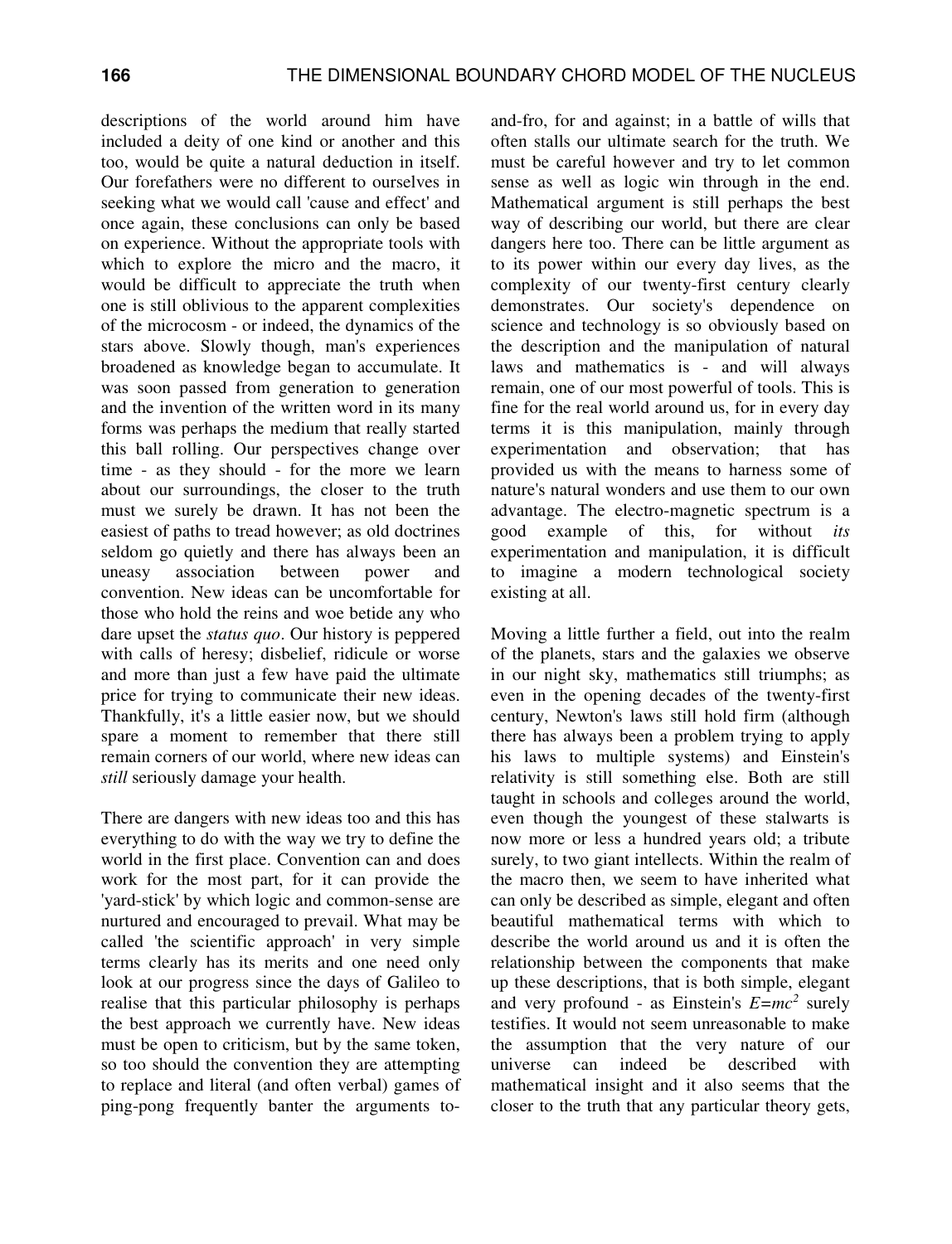descriptions of the world around him have included a deity of one kind or another and this too, would be quite a natural deduction in itself. Our forefathers were no different to ourselves in seeking what we would call 'cause and effect' and once again, these conclusions can only be based on experience. Without the appropriate tools with which to explore the micro and the macro, it would be difficult to appreciate the truth when one is still oblivious to the apparent complexities of the microcosm - or indeed, the dynamics of the stars above. Slowly though, man's experiences broadened as knowledge began to accumulate. It was soon passed from generation to generation and the invention of the written word in its many forms was perhaps the medium that really started this ball rolling. Our perspectives change over time - as they should - for the more we learn about our surroundings, the closer to the truth must we surely be drawn. It has not been the easiest of paths to tread however; as old doctrines seldom go quietly and there has always been an uneasy association between power and convention. New ideas can be uncomfortable for those who hold the reins and woe betide any who dare upset the *status quo*. Our history is peppered with calls of heresy; disbelief, ridicule or worse and more than just a few have paid the ultimate price for trying to communicate their new ideas. Thankfully, it's a little easier now, but we should spare a moment to remember that there still remain corners of our world, where new ideas can *still* seriously damage your health.

There are dangers with new ideas too and this has everything to do with the way we try to define the world in the first place. Convention can and does work for the most part, for it can provide the 'yard-stick' by which logic and common-sense are nurtured and encouraged to prevail. What may be called 'the scientific approach' in very simple terms clearly has its merits and one need only look at our progress since the days of Galileo to realise that this particular philosophy is perhaps the best approach we currently have. New ideas must be open to criticism, but by the same token, so too should the convention they are attempting to replace and literal (and often verbal) games of ping-pong frequently banter the arguments to-and-fro, for and against; in a battle of wills that often stalls our ultimate search for the truth. We must be careful however and try to let common sense as well as logic win through in the end. Mathematical argument is still perhaps the best way of describing our world, but there are clear dangers here too. There can be little argument as to its power within our every day lives, as the complexity of our twenty-first century clearly demonstrates. Our society's dependence on science and technology is so obviously based on the description and the manipulation of natural laws and mathematics is - and will always remain, one of our most powerful of tools. This is fine for the real world around us, for in every day terms it is this manipulation, mainly through experimentation and observation; that has provided us with the means to harness some of nature's natural wonders and use them to our own advantage. The electro-magnetic spectrum is a good example of this, for without *its* experimentation and manipulation, it is difficult to imagine a modern technological society existing at all.

Moving a little further a field, out into the realm of the planets, stars and the galaxies we observe in our night sky, mathematics still triumphs; as even in the opening decades of the twenty-first century, Newton's laws still hold firm (although there has always been a problem trying to apply his laws to multiple systems) and Einstein's relativity is still something else. Both are still taught in schools and colleges around the world, even though the youngest of these stalwarts is now more or less a hundred years old; a tribute surely, to two giant intellects. Within the realm of the macro then, we seem to have inherited what can only be described as simple, elegant and often beautiful mathematical terms with which to describe the world around us and it is often the relationship between the components that make up these descriptions, that is both simple, elegant and very profound - as Einstein's $E=mc^2$ surely testifies. It would not seem unreasonable to make the assumption that the very nature of our universe can indeed be described with mathematical insight and it also seems that the closer to the truth that any particular theory gets,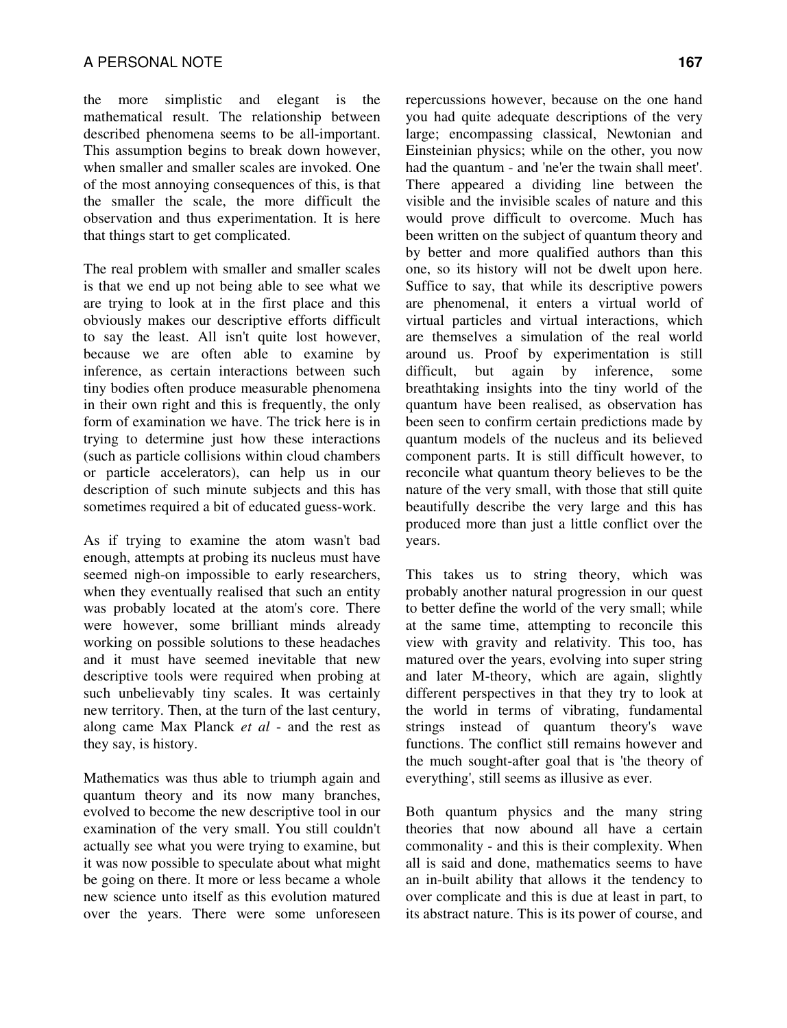the more simplistic and elegant is the mathematical result. The relationship between described phenomena seems to be all-important. This assumption begins to break down however, when smaller and smaller scales are invoked. One of the most annoying consequences of this, is that the smaller the scale, the more difficult the observation and thus experimentation. It is here that things start to get complicated.

The real problem with smaller and smaller scales is that we end up not being able to see what we are trying to look at in the first place and this obviously makes our descriptive efforts difficult to say the least. All isn't quite lost however, because we are often able to examine by inference, as certain interactions between such tiny bodies often produce measurable phenomena in their own right and this is frequently, the only form of examination we have. The trick here is in trying to determine just how these interactions (such as particle collisions within cloud chambers or particle accelerators), can help us in our description of such minute subjects and this has sometimes required a bit of educated guess-work.

As if trying to examine the atom wasn't bad enough, attempts at probing its nucleus must have seemed nigh-on impossible to early researchers, when they eventually realised that such an entity was probably located at the atom's core. There were however, some brilliant minds already working on possible solutions to these headaches and it must have seemed inevitable that new descriptive tools were required when probing at such unbelievably tiny scales. It was certainly new territory. Then, at the turn of the last century, along came Max Planck *et al* - and the rest as they say, is history.

Mathematics was thus able to triumph again and quantum theory and its now many branches, evolved to become the new descriptive tool in our examination of the very small. You still couldn't actually see what you were trying to examine, but it was now possible to speculate about what might be going on there. It more or less became a whole new science unto itself as this evolution matured over the years. There were some unforeseen repercussions however, because on the one hand you had quite adequate descriptions of the very large; encompassing classical, Newtonian and Einsteinian physics; while on the other, you now had the quantum - and 'ne'er the twain shall meet'. There appeared a dividing line between the visible and the invisible scales of nature and this would prove difficult to overcome. Much has been written on the subject of quantum theory and by better and more qualified authors than this one, so its history will not be dwelt upon here. Suffice to say, that while its descriptive powers are phenomenal, it enters a virtual world of virtual particles and virtual interactions, which are themselves a simulation of the real world around us. Proof by experimentation is still difficult, but again by inference, some breathtaking insights into the tiny world of the quantum have been realised, as observation has been seen to confirm certain predictions made by quantum models of the nucleus and its believed component parts. It is still difficult however, to reconcile what quantum theory believes to be the nature of the very small, with those that still quite beautifully describe the very large and this has produced more than just a little conflict over the years.

This takes us to string theory, which was probably another natural progression in our quest to better define the world of the very small; while at the same time, attempting to reconcile this view with gravity and relativity. This too, has matured over the years, evolving into super string and later M-theory, which are again, slightly different perspectives in that they try to look at the world in terms of vibrating, fundamental strings instead of quantum theory's wave functions. The conflict still remains however and the much sought-after goal that is 'the theory of everything', still seems as illusive as ever.

Both quantum physics and the many string theories that now abound all have a certain commonality - and this is their complexity. When all is said and done, mathematics seems to have an in-built ability that allows it the tendency to over complicate and this is due at least in part, to its abstract nature. This is its power of course, and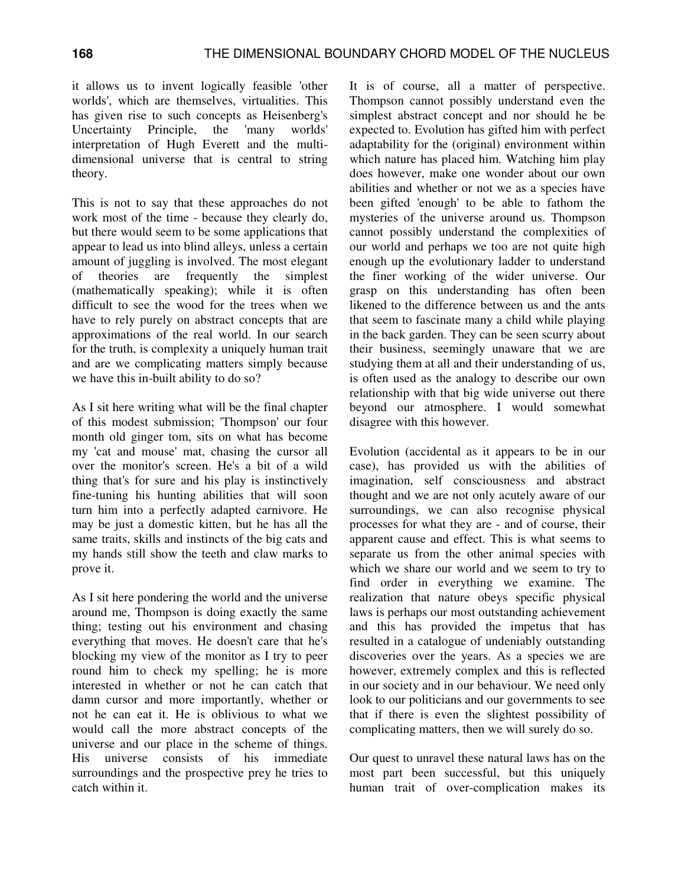it allows us to invent logically feasible 'other worlds', which are themselves, virtualities. This has given rise to such concepts as Heisenberg's Uncertainty Principle, the 'many worlds' interpretation of Hugh Everett and the multi-dimensional universe that is central to string theory.

This is not to say that these approaches do not work most of the time - because they clearly do, but there would seem to be some applications that appear to lead us into blind alleys, unless a certain amount of juggling is involved. The most elegant of theories are frequently the simplest (mathematically speaking); while it is often difficult to see the wood for the trees when we have to rely purely on abstract concepts that are approximations of the real world. In our search for the truth, is complexity a uniquely human trait and are we complicating matters simply because we have this in-built ability to do so?

As I sit here writing what will be the final chapter of this modest submission; 'Thompson' our four month old ginger tom, sits on what has become my 'cat and mouse' mat, chasing the cursor all over the monitor's screen. He's a bit of a wild thing that's for sure and his play is instinctively fine-tuning his hunting abilities that will soon turn him into a perfectly adapted carnivore. He may be just a domestic kitten, but he has all the same traits, skills and instincts of the big cats and my hands still show the teeth and claw marks to prove it.

As I sit here pondering the world and the universe around me, Thompson is doing exactly the same thing; testing out his environment and chasing everything that moves. He doesn't care that he's blocking my view of the monitor as I try to peer round him to check my spelling; he is more interested in whether or not he can catch that damn cursor and more importantly, whether or not he can eat it. He is oblivious to what we would call the more abstract concepts of the universe and our place in the scheme of things. His universe consists of his immediate surroundings and the prospective prey he tries to catch within it.

It is of course, all a matter of perspective. Thompson cannot possibly understand even the simplest abstract concept and nor should he be expected to. Evolution has gifted him with perfect adaptability for the (original) environment within which nature has placed him. Watching him play does however, make one wonder about our own abilities and whether or not we as a species have been gifted 'enough' to be able to fathom the mysteries of the universe around us. Thompson cannot possibly understand the complexities of our world and perhaps we too are not quite high enough up the evolutionary ladder to understand the finer working of the wider universe. Our grasp on this understanding has often been likened to the difference between us and the ants that seem to fascinate many a child while playing in the back garden. They can be seen scurry about their business, seemingly unaware that we are studying them at all and their understanding of us, is often used as the analogy to describe our own relationship with that big wide universe out there beyond our atmosphere. I would somewhat disagree with this however.

Evolution (accidental as it appears to be in our case), has provided us with the abilities of imagination, self consciousness and abstract thought and we are not only acutely aware of our surroundings, we can also recognise physical processes for what they are - and of course, their apparent cause and effect. This is what seems to separate us from the other animal species with which we share our world and we seem to try to find order in everything we examine. The realization that nature obeys specific physical laws is perhaps our most outstanding achievement and this has provided the impetus that has resulted in a catalogue of undeniably outstanding discoveries over the years. As a species we are however, extremely complex and this is reflected in our society and in our behaviour. We need only look to our politicians and our governments to see that if there is even the slightest possibility of complicating matters, then we will surely do so.

Our quest to unravel these natural laws has on the most part been successful, but this uniquely human trait of over-complication makes its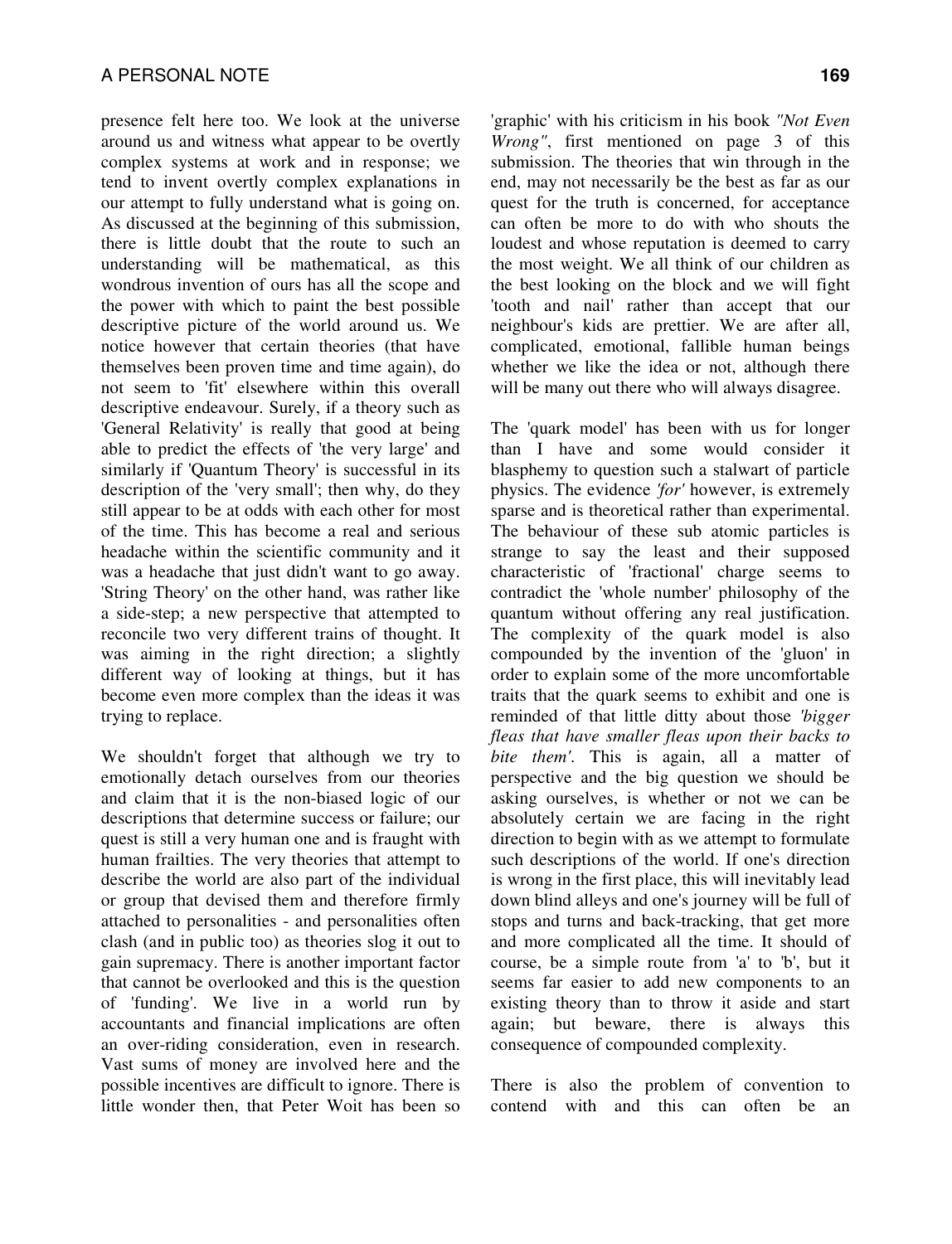presence felt here too. We look at the universe around us and witness what appear to be overtly complex systems at work and in response; we tend to invent overtly complex explanations in our attempt to fully understand what is going on. As discussed at the beginning of this submission, there is little doubt that the route to such an understanding will be mathematical, as this wondrous invention of ours has all the scope and the power with which to paint the best possible descriptive picture of the world around us. We notice however that certain theories (that have themselves been proven time and time again), do not seem to 'fit' elsewhere within this overall descriptive endeavour. Surely, if a theory such as 'General Relativity' is really that good at being able to predict the effects of 'the very large' and similarly if 'Quantum Theory' is successful in its description of the 'very small'; then why, do they still appear to be at odds with each other for most of the time. This has become a real and serious headache within the scientific community and it was a headache that just didn't want to go away. 'String Theory' on the other hand, was rather like a side-step; a new perspective that attempted to reconcile two very different trains of thought. It was aiming in the right direction; a slightly different way of looking at things, but it has become even more complex than the ideas it was trying to replace.

We shouldn't forget that although we try to emotionally detach ourselves from our theories and claim that it is the non-biased logic of our descriptions that determine success or failure; our quest is still a very human one and is fraught with human frailties. The very theories that attempt to describe the world are also part of the individual or group that devised them and therefore firmly attached to personalities - and personalities often clash (and in public too) as theories slog it out to gain supremacy. There is another important factor that cannot be overlooked and this is the question of 'funding'. We live in a world run by accountants and financial implications are often an over-riding consideration, even in research. Vast sums of money are involved here and the possible incentives are difficult to ignore. There is little wonder then, that Peter Woit has been so 'graphic' with his criticism in his book *"Not Even Wrong"*, first mentioned on page 3 of this submission. The theories that win through in the end, may not necessarily be the best as far as our quest for the truth is concerned, for acceptance can often be more to do with who shouts the loudest and whose reputation is deemed to carry the most weight. We all think of our children as the best looking on the block and we will fight 'tooth and nail' rather than accept that our neighbour's kids are prettier. We are after all, complicated, emotional, fallible human beings whether we like the idea or not, although there will be many out there who will always disagree.

The 'quark model' has been with us for longer than I have and some would consider it blasphemy to question such a stalwart of particle physics. The evidence *'for'* however, is extremely sparse and is theoretical rather than experimental. The behaviour of these sub atomic particles is strange to say the least and their supposed characteristic of 'fractional' charge seems to contradict the 'whole number' philosophy of the quantum without offering any real justification. The complexity of the quark model is also compounded by the invention of the 'gluon' in order to explain some of the more uncomfortable traits that the quark seems to exhibit and one is reminded of that little ditty about those *'bigger fleas that have smaller fleas upon their backs to bite them'*. This is again, all a matter of perspective and the big question we should be asking ourselves, is whether or not we can be absolutely certain we are facing in the right direction to begin with as we attempt to formulate such descriptions of the world. If one's direction is wrong in the first place, this will inevitably lead down blind alleys and one's journey will be full of stops and turns and back-tracking, that get more and more complicated all the time. It should of course, be a simple route from 'a' to 'b', but it seems far easier to add new components to an existing theory than to throw it aside and start again; but beware, there is always this consequence of compounded complexity.

There is also the problem of convention to contend with and this can often be an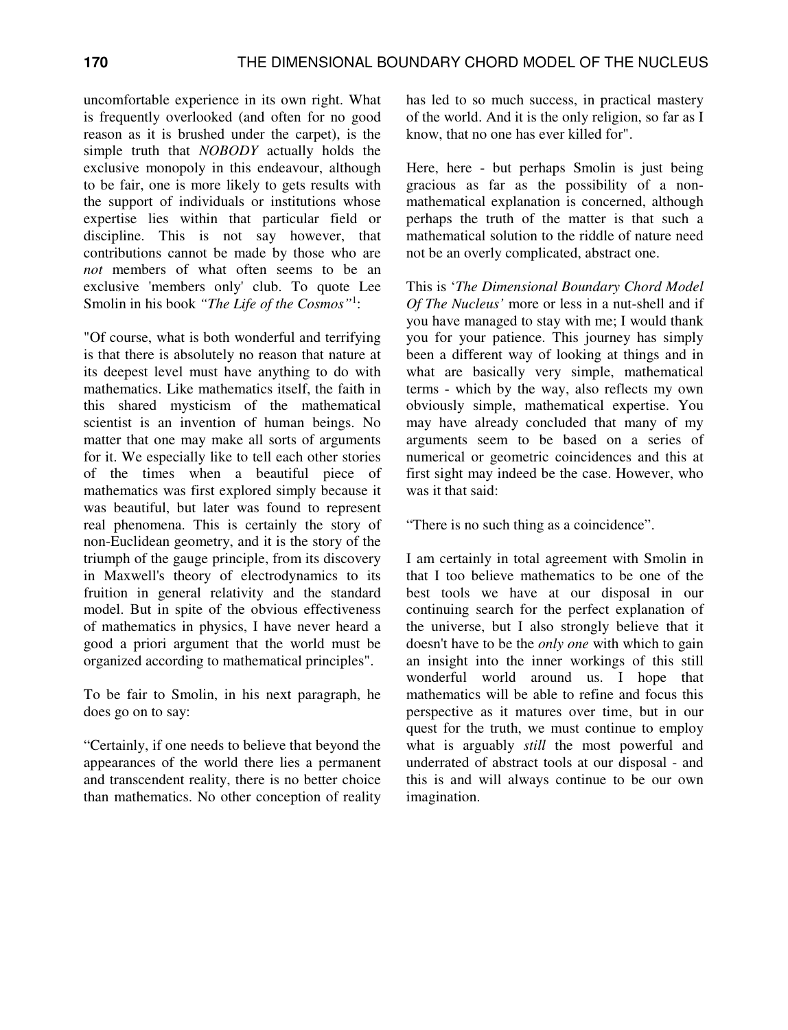uncomfortable experience in its own right. What is frequently overlooked (and often for no good reason as it is brushed under the carpet), is the simple truth that *NOBODY* actually holds the exclusive monopoly in this endeavour, although to be fair, one is more likely to gets results with the support of individuals or institutions whose expertise lies within that particular field or discipline. This is not say however, that contributions cannot be made by those who are *not* members of what often seems to be an exclusive 'members only' club. To quote Lee Smolin in his book *"The Life of the Cosmos"*[1]:

"Of course, what is both wonderful and terrifying is that there is absolutely no reason that nature at its deepest level must have anything to do with mathematics. Like mathematics itself, the faith in this shared mysticism of the mathematical scientist is an invention of human beings. No matter that one may make all sorts of arguments for it. We especially like to tell each other stories of the times when a beautiful piece of mathematics was first explored simply because it was beautiful, but later was found to represent real phenomena. This is certainly the story of non-Euclidean geometry, and it is the story of the triumph of the gauge principle, from its discovery in Maxwell's theory of electrodynamics to its fruition in general relativity and the standard model. But in spite of the obvious effectiveness of mathematics in physics, I have never heard a good a priori argument that the world must be organized according to mathematical principles".

To be fair to Smolin, in his next paragraph, he does go on to say:

"Certainly, if one needs to believe that beyond the appearances of the world there lies a permanent and transcendent reality, there is no better choice than mathematics. No other conception of reality has led to so much success, in practical mastery of the world. And it is the only religion, so far as I know, that no one has ever killed for".

Here, here - but perhaps Smolin is just being gracious as far as the possibility of a non-mathematical explanation is concerned, although perhaps the truth of the matter is that such a mathematical solution to the riddle of nature need not be an overly complicated, abstract one.

This is '*The Dimensional Boundary Chord Model Of The Nucleus*' more or less in a nut-shell and if you have managed to stay with me; I would thank you for your patience. This journey has simply been a different way of looking at things and in what are basically very simple, mathematical terms - which by the way, also reflects my own obviously simple, mathematical expertise. You may have already concluded that many of my arguments seem to be based on a series of numerical or geometric coincidences and this at first sight may indeed be the case. However, who was it that said:

"There is no such thing as a coincidence".

I am certainly in total agreement with Smolin in that I too believe mathematics to be one of the best tools we have at our disposal in our continuing search for the perfect explanation of the universe, but I also strongly believe that it doesn't have to be the *only one* with which to gain an insight into the inner workings of this still wonderful world around us. I hope that mathematics will be able to refine and focus this perspective as it matures over time, but in our quest for the truth, we must continue to employ what is arguably *still* the most powerful and underrated of abstract tools at our disposal - and this is and will always continue to be our own imagination.